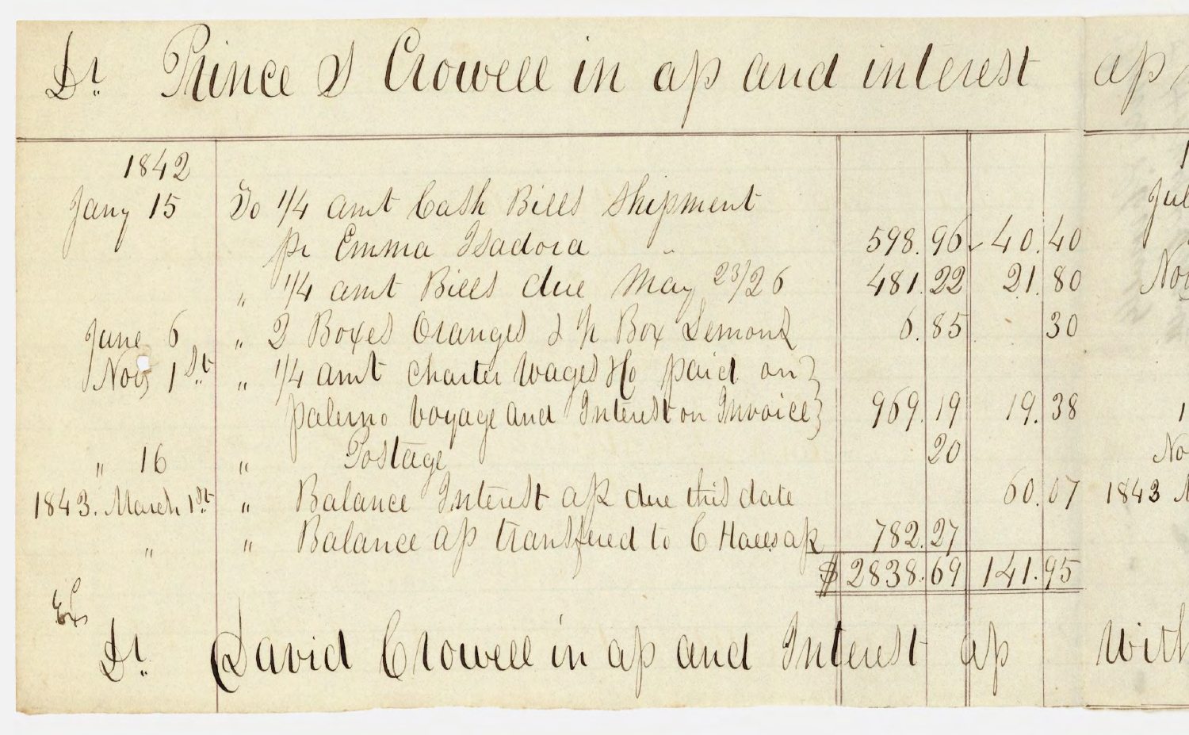# Dr. Prince S Crowell in a/c and interest a/c

| Date | Particulars | Amount | | Interest | |
|---|---|---|---|---|---|
| 1842 | | | | | |
| Jany 15 | To 1/4 amt Cash Bills Shipment pr Emma Isadora | 598 | 96 | 40 | 40 |
| | " 1/4 amt Bills due May 23/26 | 481 | 22 | 21 | 80 |
| June 6 | " 2 Boxes Oranges & 1/2 Box Lemons | 6 | 85 | | 30 |
| Nov 1st | " 1/4 amt Charter Wages &c paid on Palermo Voyage and Interest on Invoices | 969 | 19 | 19 | 38 |
| " 16 | " Postage | | 20 | | |
| 1843. March 1st | " Balance Interest a/c due this date | | | 60 | 07 |
| " | " Balance a/c transferred to C Halls a/c | 782 | 27 | | |
| | | $2838 | 69 | 141 | 95 |

# Dr. David Crowell in a/c and Interest a/c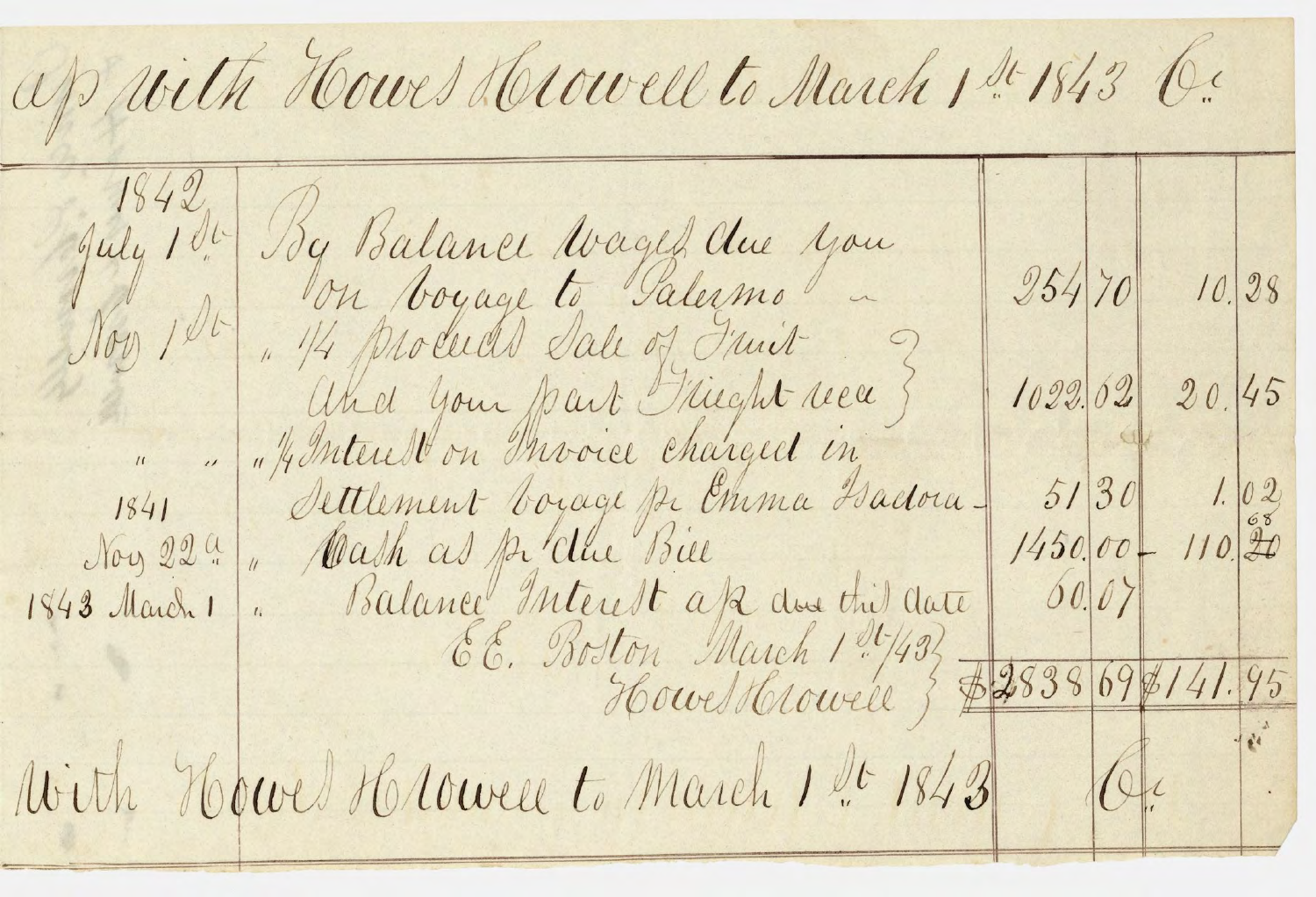a/c with Howes & Crowell to March 1st 1843 Cr

| Date | | | | |
|---|---|---|---|---|
| 1842 July 1st | By Balance Wages due you on voyage to Palermo – | 254 | 70 | 10.28 |
| Nov 1st | " 1/4 proceeds Sale of Fruit And your part Freight recd | 1022.62 | | 20.45 |
| " " | " 1/4 Interest on Invoice charged in Settlement voyage pr Emma Isadora – | 51 | 30 | 1.02 |
| 1841 Nov 22d | " Cash as pr due Bill | 1450.00 | | 110.~~20~~ 68 |
| 1843 March 1 | " Balance Interest a/c due this date | 60.07 | | |
| | E.E. Boston March 1st/43 Howes & Crowell | $2838 | 69 | $141.95 |

with Howes & Crowell to March 1st 1843 Cr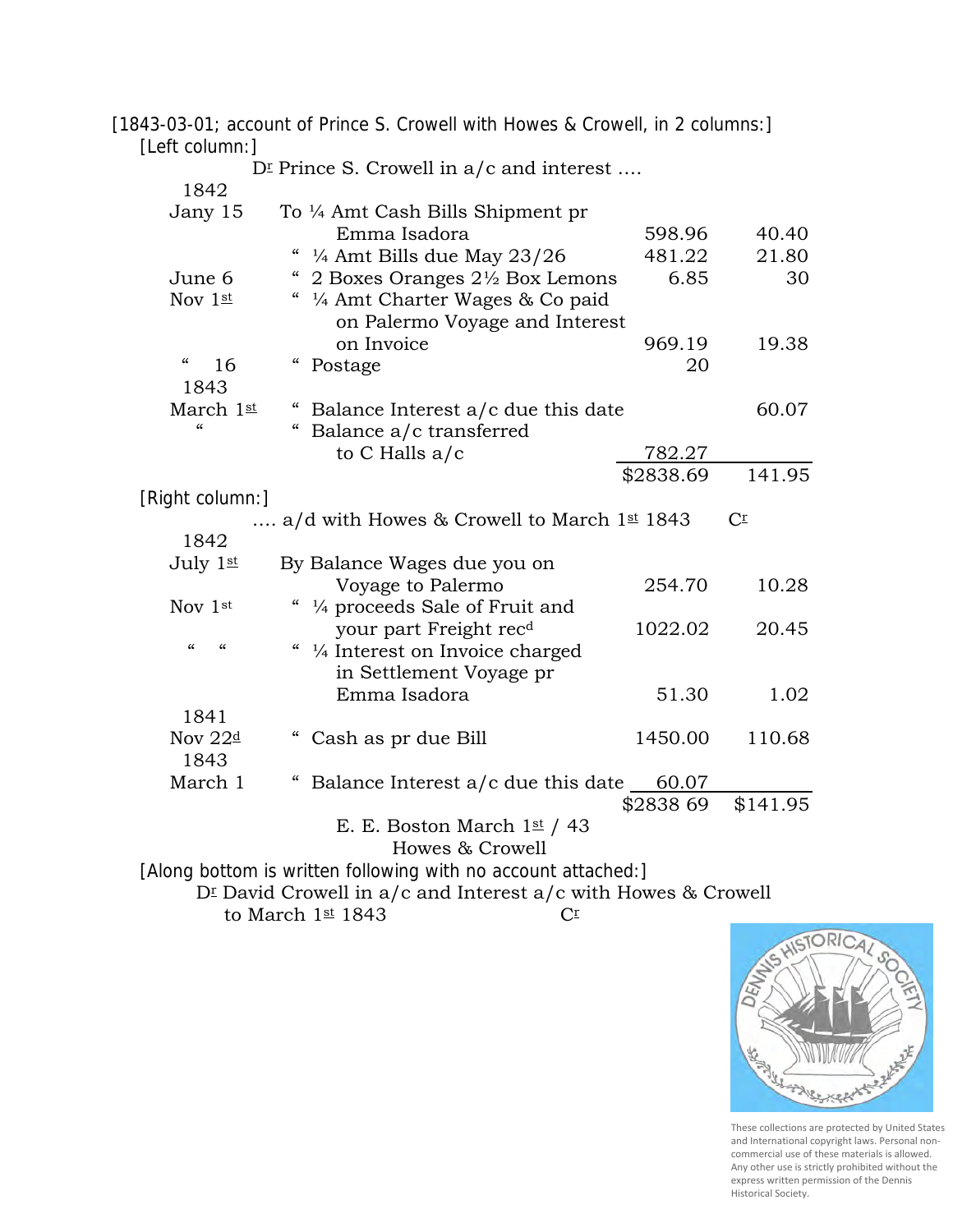[1843-03-01; account of Prince S. Crowell with Howes & Crowell, in 2 columns:]

[Left column:]

D^r^ Prince S. Crowell in a/c and interest ....

| | | | |
|---|---|---|---|
| 1842 | | | |
| Jany 15 | To ¼ Amt Cash Bills Shipment pr Emma Isadora | 598.96 | 40.40 |
| | " ¼ Amt Bills due May 23/26 | 481.22 | 21.80 |
| June 6 | " 2 Boxes Oranges 2½ Box Lemons | 6.85 | 30 |
| Nov 1st | " ¼ Amt Charter Wages & Co paid on Palermo Voyage and Interest on Invoice | 969.19 | 19.38 |
| " 16 | " Postage | 20 | |
| 1843 | | | |
| March 1st | " Balance Interest a/c due this date | | 60.07 |
| " | " Balance a/c transferred to C Halls a/c | 782.27 | |
| | | $2838.69 | 141.95 |

[Right column:]

.... a/d with Howes & Crowell to March 1st 1843 C^r^

| | | | |
|---|---|---|---|
| 1842 | | | |
| July 1st | By Balance Wages due you on Voyage to Palermo | 254.70 | 10.28 |
| Nov 1st | " ¼ proceeds Sale of Fruit and your part Freight recd | 1022.02 | 20.45 |
| " " | " ¼ Interest on Invoice charged in Settlement Voyage pr Emma Isadora | 51.30 | 1.02 |
| 1841 | | | |
| Nov 22d | " Cash as pr due Bill | 1450.00 | 110.68 |
| 1843 | | | |
| March 1 | " Balance Interest a/c due this date | 60.07 | |
| | | $2838 69 | $141.95 |

E. E. Boston March 1st / 43
Howes & Crowell

[Along bottom is written following with no account attached:]

D^r^ David Crowell in a/c and Interest a/c with Howes & Crowell to March 1st 1843 C^r^